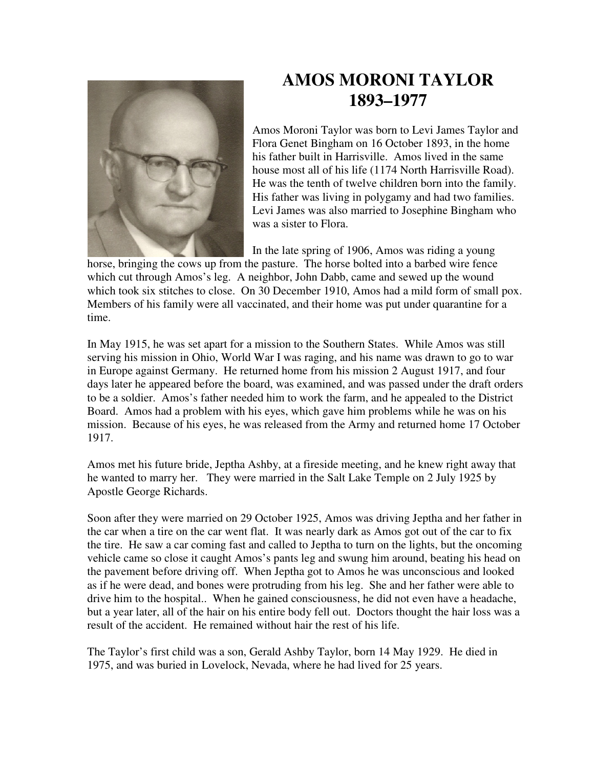# AMOS MORONI TAYLOR
# 1893–1977

Amos Moroni Taylor was born to Levi James Taylor and Flora Genet Bingham on 16 October 1893, in the home his father built in Harrisville. Amos lived in the same house most all of his life (1174 North Harrisville Road). He was the tenth of twelve children born into the family. His father was living in polygamy and had two families. Levi James was also married to Josephine Bingham who was a sister to Flora.

In the late spring of 1906, Amos was riding a young horse, bringing the cows up from the pasture. The horse bolted into a barbed wire fence which cut through Amos's leg. A neighbor, John Dabb, came and sewed up the wound which took six stitches to close. On 30 December 1910, Amos had a mild form of small pox. Members of his family were all vaccinated, and their home was put under quarantine for a time.

In May 1915, he was set apart for a mission to the Southern States. While Amos was still serving his mission in Ohio, World War I was raging, and his name was drawn to go to war in Europe against Germany. He returned home from his mission 2 August 1917, and four days later he appeared before the board, was examined, and was passed under the draft orders to be a soldier. Amos's father needed him to work the farm, and he appealed to the District Board. Amos had a problem with his eyes, which gave him problems while he was on his mission. Because of his eyes, he was released from the Army and returned home 17 October 1917.

Amos met his future bride, Jeptha Ashby, at a fireside meeting, and he knew right away that he wanted to marry her. They were married in the Salt Lake Temple on 2 July 1925 by Apostle George Richards.

Soon after they were married on 29 October 1925, Amos was driving Jeptha and her father in the car when a tire on the car went flat. It was nearly dark as Amos got out of the car to fix the tire. He saw a car coming fast and called to Jeptha to turn on the lights, but the oncoming vehicle came so close it caught Amos's pants leg and swung him around, beating his head on the pavement before driving off. When Jeptha got to Amos he was unconscious and looked as if he were dead, and bones were protruding from his leg. She and her father were able to drive him to the hospital.. When he gained consciousness, he did not even have a headache, but a year later, all of the hair on his entire body fell out. Doctors thought the hair loss was a result of the accident. He remained without hair the rest of his life.

The Taylor's first child was a son, Gerald Ashby Taylor, born 14 May 1929. He died in 1975, and was buried in Lovelock, Nevada, where he had lived for 25 years.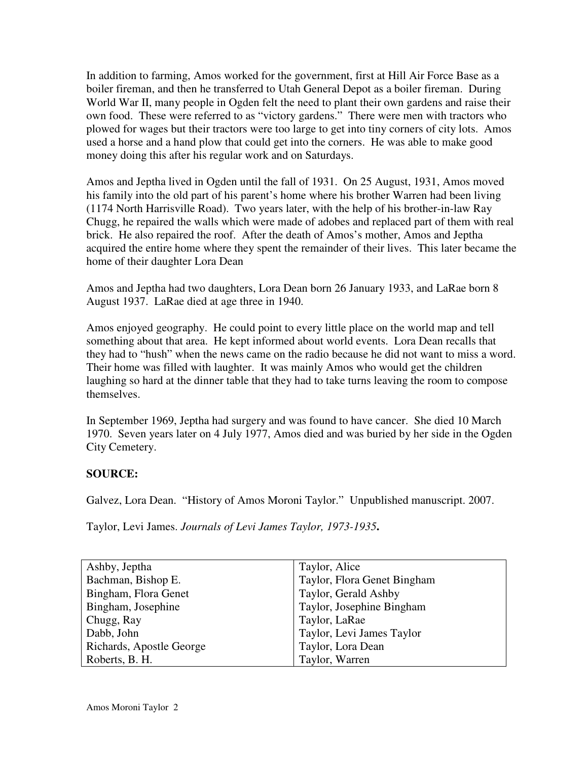In addition to farming, Amos worked for the government, first at Hill Air Force Base as a boiler fireman, and then he transferred to Utah General Depot as a boiler fireman. During World War II, many people in Ogden felt the need to plant their own gardens and raise their own food. These were referred to as "victory gardens." There were men with tractors who plowed for wages but their tractors were too large to get into tiny corners of city lots. Amos used a horse and a hand plow that could get into the corners. He was able to make good money doing this after his regular work and on Saturdays.

Amos and Jeptha lived in Ogden until the fall of 1931. On 25 August, 1931, Amos moved his family into the old part of his parent's home where his brother Warren had been living (1174 North Harrisville Road). Two years later, with the help of his brother-in-law Ray Chugg, he repaired the walls which were made of adobes and replaced part of them with real brick. He also repaired the roof. After the death of Amos's mother, Amos and Jeptha acquired the entire home where they spent the remainder of their lives. This later became the home of their daughter Lora Dean

Amos and Jeptha had two daughters, Lora Dean born 26 January 1933, and LaRae born 8 August 1937. LaRae died at age three in 1940.

Amos enjoyed geography. He could point to every little place on the world map and tell something about that area. He kept informed about world events. Lora Dean recalls that they had to "hush" when the news came on the radio because he did not want to miss a word. Their home was filled with laughter. It was mainly Amos who would get the children laughing so hard at the dinner table that they had to take turns leaving the room to compose themselves.

In September 1969, Jeptha had surgery and was found to have cancer. She died 10 March 1970. Seven years later on 4 July 1977, Amos died and was buried by her side in the Ogden City Cemetery.

**SOURCE:**

Galvez, Lora Dean. "History of Amos Moroni Taylor." Unpublished manuscript. 2007.

Taylor, Levi James. *Journals of Levi James Taylor, 1973-1935***.**

| | |
|---|---|
| Ashby, Jeptha | Taylor, Alice |
| Bachman, Bishop E. | Taylor, Flora Genet Bingham |
| Bingham, Flora Genet | Taylor, Gerald Ashby |
| Bingham, Josephine | Taylor, Josephine Bingham |
| Chugg, Ray | Taylor, LaRae |
| Dabb, John | Taylor, Levi James Taylor |
| Richards, Apostle George | Taylor, Lora Dean |
| Roberts, B. H. | Taylor, Warren |